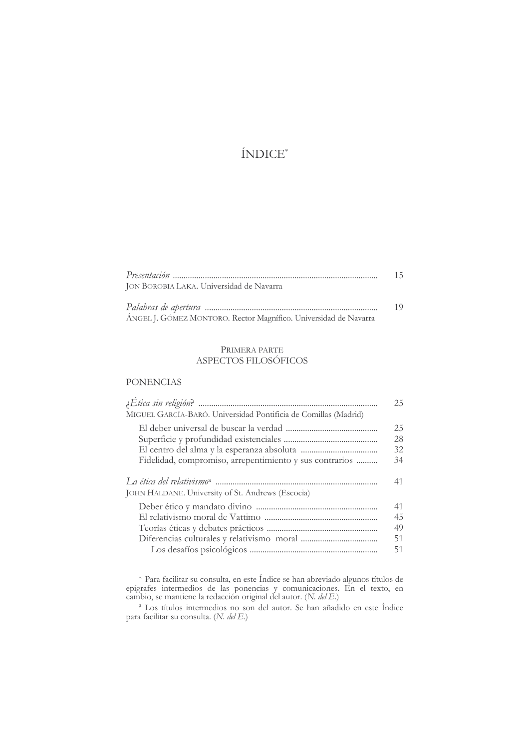# ÍNDICE[*]

*Presentación* ............................................................................................... 15
JON BOROBIA LAKA. Universidad de Navarra

*Palabras de apertura* ................................................................................ 19
ÁNGEL J. GÓMEZ MONTORO. Rector Magnífico. Universidad de Navarra

## PRIMERA PARTE
## ASPECTOS FILOSÓFICOS

### PONENCIAS

*¿Ética sin religión?* ................................................................................... 25
MIGUEL GARCÍA-BARÓ. Universidad Pontificia de Comillas (Madrid)

- El deber universal de buscar la verdad .......................................... 25
- Superficie y profundidad existenciales ........................................... 28
- El centro del alma y la esperanza absoluta ................................... 32
- Fidelidad, compromiso, arrepentimiento y sus contrarios .......... 34

*La ética del relativismo*[a] .......................................................................... 41
JOHN HALDANE. University of St. Andrews (Escocia)

- Deber ético y mandato divino ........................................................ 41
- El relativismo moral de Vattimo .................................................... 45
- Teorías éticas y debates prácticos ................................................... 49
- Diferencias culturales y relativismo moral ................................... 51
  - Los desafíos psicológicos .......................................................... 51

[*] Para facilitar su consulta, en este Índice se han abreviado algunos títulos de epígrafes intermedios de las ponencias y comunicaciones. En el texto, en cambio, se mantiene la redacción original del autor. (*N. del E.*)

[a] Los títulos intermedios no son del autor. Se han añadido en este Índice para facilitar su consulta. (*N. del E.*)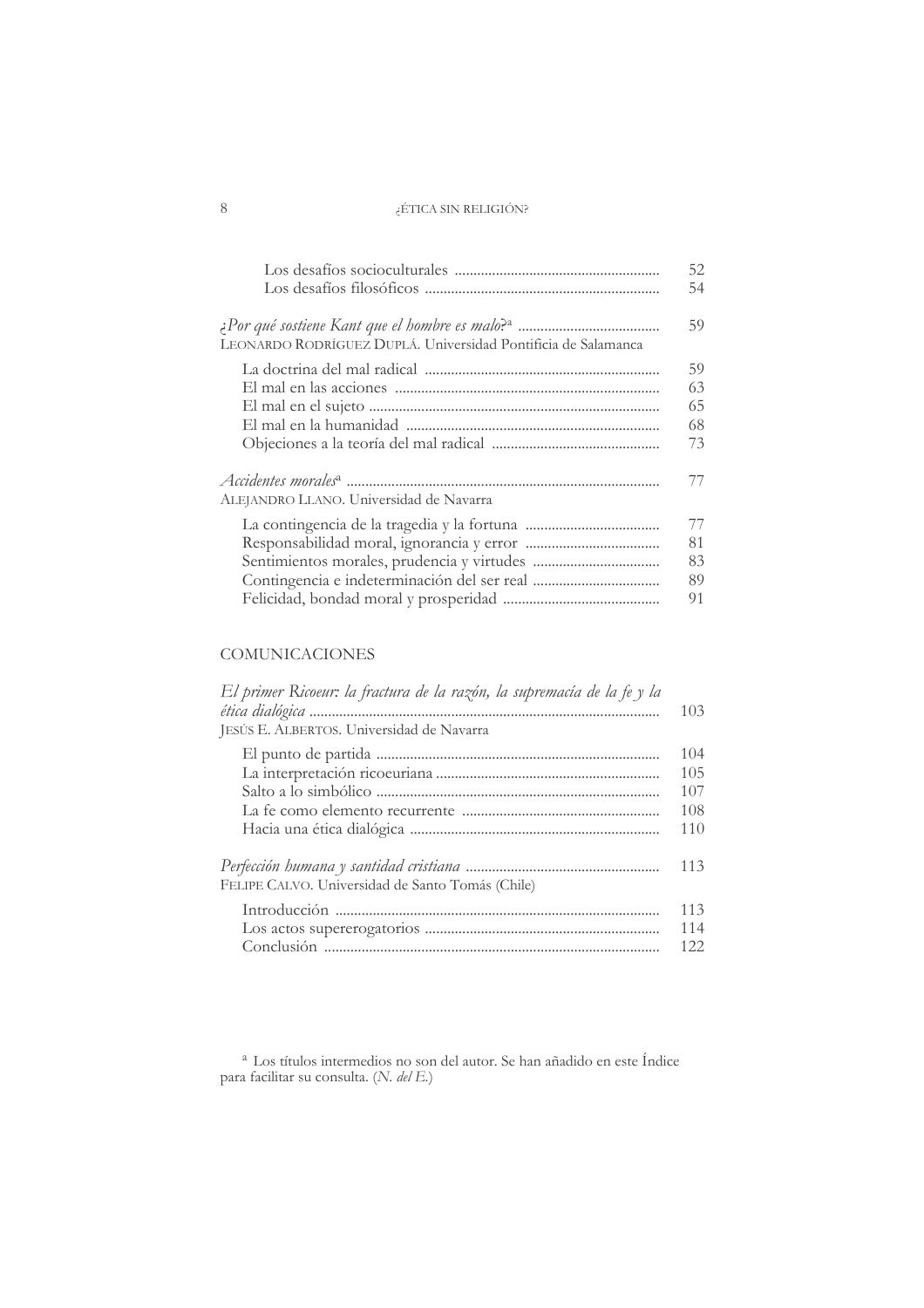Los desafíos socioculturales ........................................................ 52
Los desafíos filosóficos .............................................................. 54

*¿Por qué sostiene Kant que el hombre es malo?*[a] ...................................... 59
LEONARDO RODRÍGUEZ DUPLÁ. Universidad Pontificia de Salamanca

La doctrina del mal radical .............................................................. 59
El mal en las acciones ...................................................................... 63
El mal en el sujeto ............................................................................ 65
El mal en la humanidad .................................................................... 68
Objeciones a la teoría del mal radical ............................................. 73

*Accidentes morales*[a] ............................................................................... 77
ALEJANDRO LLANO. Universidad de Navarra

La contingencia de la tragedia y la fortuna .................................... 77
Responsabilidad moral, ignorancia y error .................................... 81
Sentimientos morales, prudencia y virtudes .................................. 83
Contingencia e indeterminación del ser real .................................. 89
Felicidad, bondad moral y prosperidad .......................................... 91

## COMUNICACIONES

*El primer Ricoeur: la fractura de la razón, la supremacía de la fe y la ética dialógica* ............................................................................................ 103
JESÚS E. ALBERTOS. Universidad de Navarra

El punto de partida ............................................................................ 104
La interpretación ricoeuriana ............................................................ 105
Salto a lo simbólico ............................................................................ 107
La fe como elemento recurrente ..................................................... 108
Hacia una ética dialógica ................................................................... 110

*Perfección humana y santidad cristiana* .................................................... 113
FELIPE CALVO. Universidad de Santo Tomás (Chile)

Introducción ....................................................................................... 113
Los actos supererogatorios ............................................................... 114
Conclusión .......................................................................................... 122

[a] Los títulos intermedios no son del autor. Se han añadido en este Índice para facilitar su consulta. (*N. del E.*)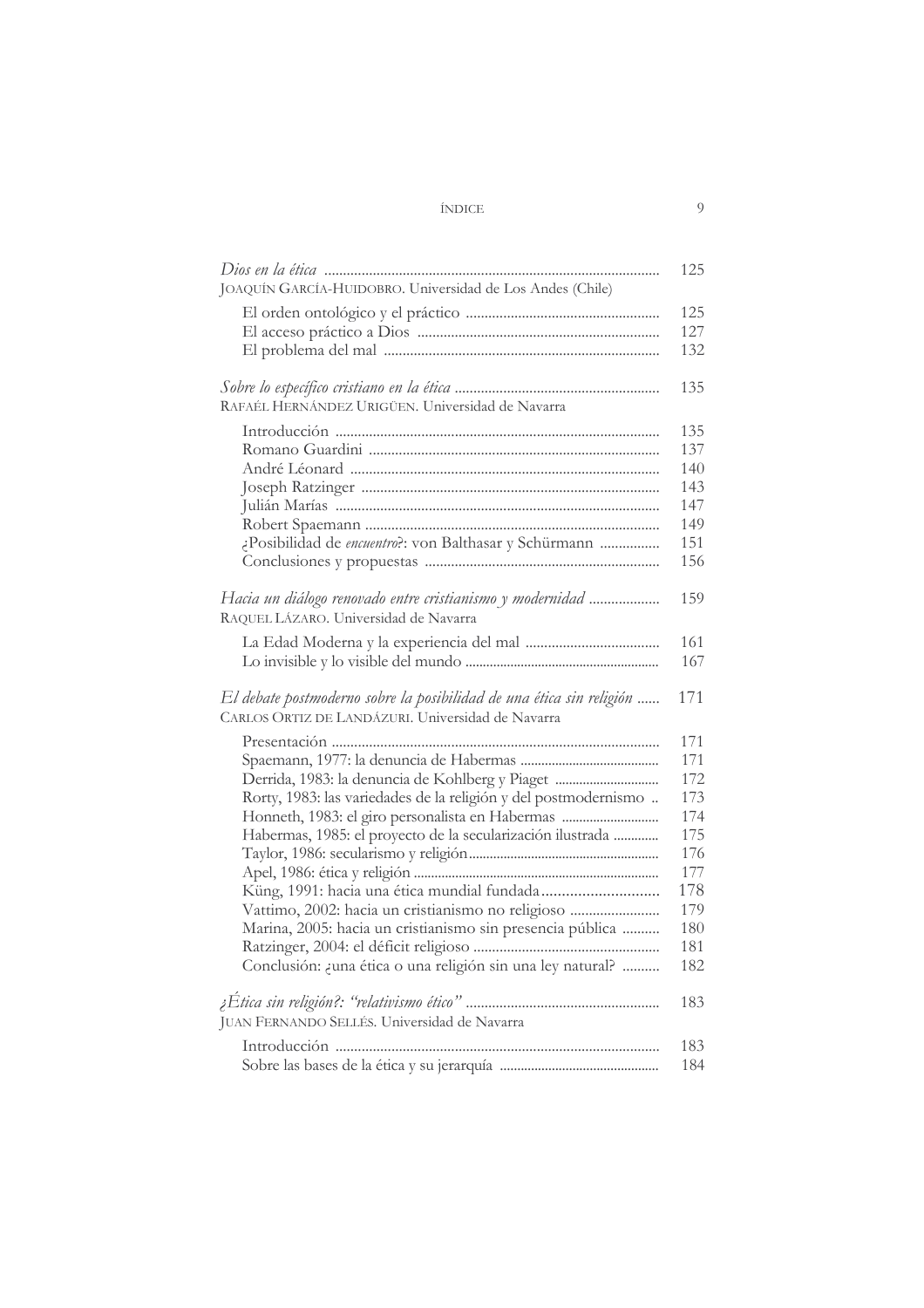| | |
|---|---|
| *Dios en la ética* | 125 |
| JOAQUÍN GARCÍA-HUIDOBRO. Universidad de Los Andes (Chile) | |
| El orden ontológico y el práctico | 125 |
| El acceso práctico a Dios | 127 |
| El problema del mal | 132 |
| *Sobre lo específico cristiano en la ética* | 135 |
| RAFAÉL HERNÁNDEZ URIGÜEN. Universidad de Navarra | |
| Introducción | 135 |
| Romano Guardini | 137 |
| André Léonard | 140 |
| Joseph Ratzinger | 143 |
| Julián Marías | 147 |
| Robert Spaemann | 149 |
| ¿Posibilidad de *encuentro*?: von Balthasar y Schürmann | 151 |
| Conclusiones y propuestas | 156 |
| *Hacia un diálogo renovado entre cristianismo y modernidad* | 159 |
| RAQUEL LÁZARO. Universidad de Navarra | |
| La Edad Moderna y la experiencia del mal | 161 |
| Lo invisible y lo visible del mundo | 167 |
| *El debate postmoderno sobre la posibilidad de una ética sin religión* | 171 |
| CARLOS ORTIZ DE LANDÁZURI. Universidad de Navarra | |
| Presentación | 171 |
| Spaemann, 1977: la denuncia de Habermas | 171 |
| Derrida, 1983: la denuncia de Kohlberg y Piaget | 172 |
| Rorty, 1983: las variedades de la religión y del postmodernismo | 173 |
| Honneth, 1983: el giro personalista en Habermas | 174 |
| Habermas, 1985: el proyecto de la secularización ilustrada | 175 |
| Taylor, 1986: secularismo y religión | 176 |
| Apel, 1986: ética y religión | 177 |
| Küng, 1991: hacia una ética mundial fundada | 178 |
| Vattimo, 2002: hacia un cristianismo no religioso | 179 |
| Marina, 2005: hacia un cristianismo sin presencia pública | 180 |
| Ratzinger, 2004: el déficit religioso | 181 |
| Conclusión: ¿una ética o una religión sin una ley natural? | 182 |
| *¿Ética sin religión?: "relativismo ético"* | 183 |
| JUAN FERNANDO SELLÉS. Universidad de Navarra | |
| Introducción | 183 |
| Sobre las bases de la ética y su jerarquía | 184 |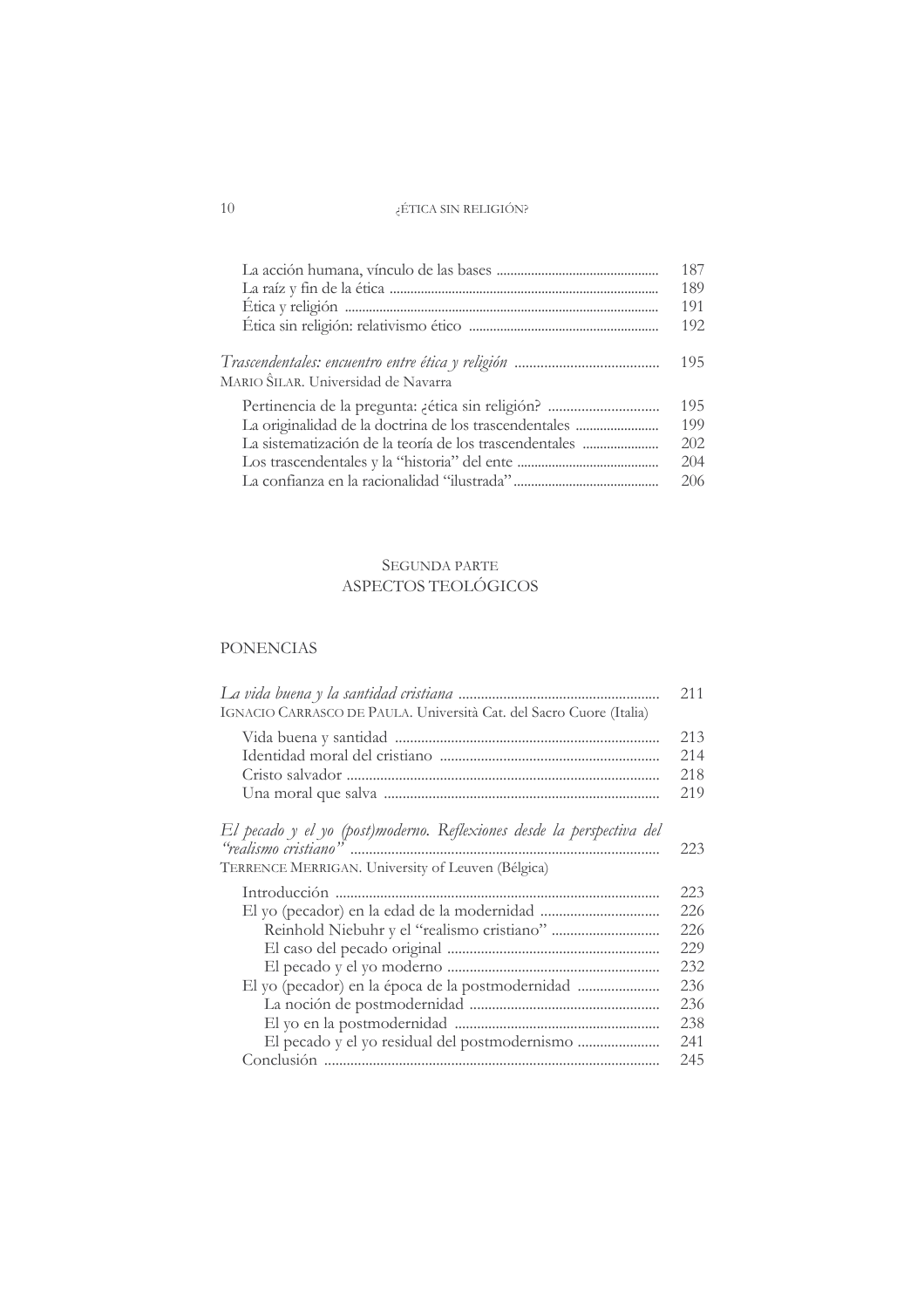| | |
|---|---|
| La acción humana, vínculo de las bases | 187 |
| La raíz y fin de la ética | 189 |
| Ética y religión | 191 |
| Ética sin religión: relativismo ético | 192 |

*Trascendentales: encuentro entre ética y religión* ....................................... 195
MARIO ŜILAR. Universidad de Navarra

| | |
|---|---|
| Pertinencia de la pregunta: ¿ética sin religión? | 195 |
| La originalidad de la doctrina de los trascendentales | 199 |
| La sistematización de la teoría de los trascendentales | 202 |
| Los trascendentales y la "historia" del ente | 204 |
| La confianza en la racionalidad "ilustrada" | 206 |

## SEGUNDA PARTE
## ASPECTOS TEOLÓGICOS

### PONENCIAS

*La vida buena y la santidad cristiana* ..................................................... 211
IGNACIO CARRASCO DE PAULA. Università Cat. del Sacro Cuore (Italia)

| | |
|---|---|
| Vida buena y santidad | 213 |
| Identidad moral del cristiano | 214 |
| Cristo salvador | 218 |
| Una moral que salva | 219 |

*El pecado y el yo (post)moderno. Reflexiones desde la perspectiva del "realismo cristiano"* ........................................................................... 223
TERRENCE MERRIGAN. University of Leuven (Bélgica)

| | |
|---|---|
| Introducción | 223 |
| El yo (pecador) en la edad de la modernidad | 226 |
| Reinhold Niebuhr y el "realismo cristiano" | 226 |
| El caso del pecado original | 229 |
| El pecado y el yo moderno | 232 |
| El yo (pecador) en la época de la postmodernidad | 236 |
| La noción de postmodernidad | 236 |
| El yo en la postmodernidad | 238 |
| El pecado y el yo residual del postmodernismo | 241 |
| Conclusión | 245 |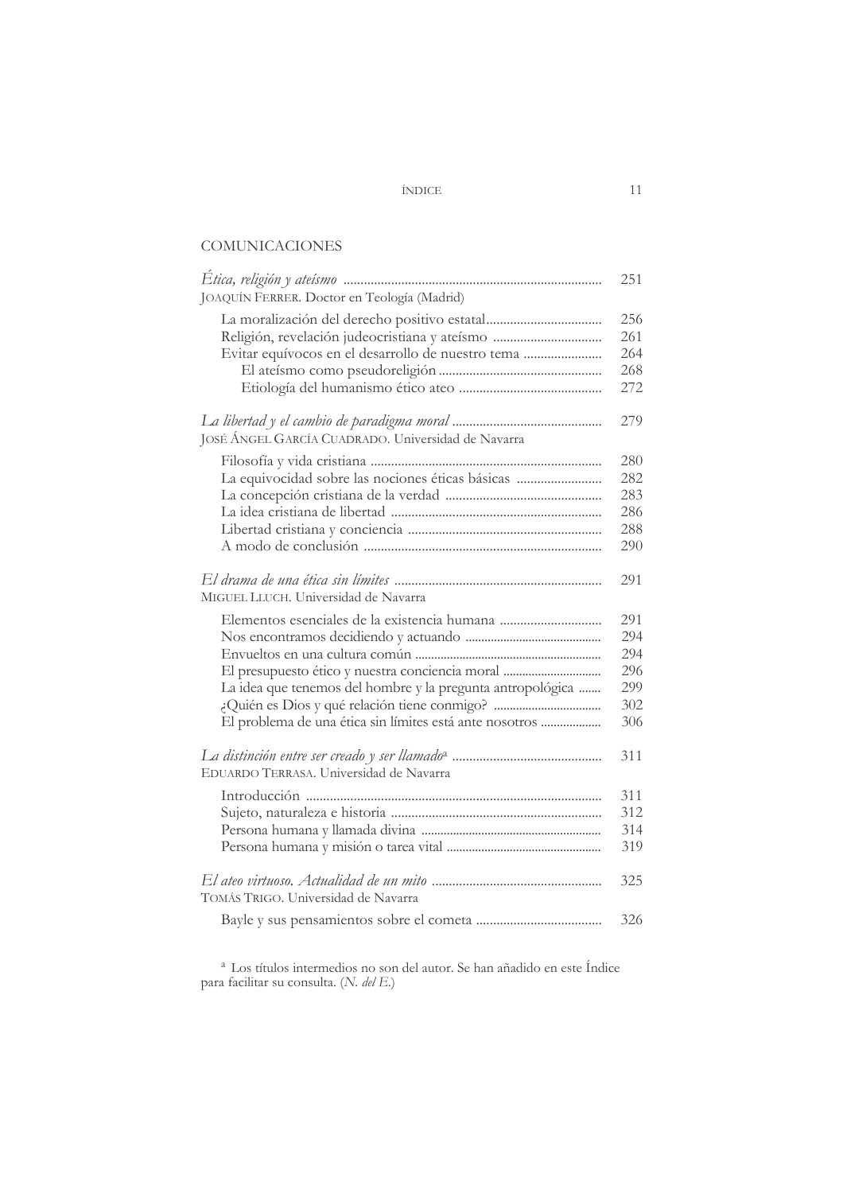## COMUNICACIONES

| | |
|---|---|
| *Ética, religión y ateísmo* | 251 |
| JOAQUÍN FERRER. Doctor en Teología (Madrid) | |
| La moralización del derecho positivo estatal | 256 |
| Religión, revelación judeocristiana y ateísmo | 261 |
| Evitar equívocos en el desarrollo de nuestro tema | 264 |
| El ateísmo como pseudoreligión | 268 |
| Etiología del humanismo ético ateo | 272 |
| *La libertad y el cambio de paradigma moral* | 279 |
| JOSÉ ÁNGEL GARCÍA CUADRADO. Universidad de Navarra | |
| Filosofía y vida cristiana | 280 |
| La equivocidad sobre las nociones éticas básicas | 282 |
| La concepción cristiana de la verdad | 283 |
| La idea cristiana de libertad | 286 |
| Libertad cristiana y conciencia | 288 |
| A modo de conclusión | 290 |
| *El drama de una ética sin límites* | 291 |
| MIGUEL LLUCH. Universidad de Navarra | |
| Elementos esenciales de la existencia humana | 291 |
| Nos encontramos decidiendo y actuando | 294 |
| Envueltos en una cultura común | 294 |
| El presupuesto ético y nuestra conciencia moral | 296 |
| La idea que tenemos del hombre y la pregunta antropológica | 299 |
| ¿Quién es Dios y qué relación tiene conmigo? | 302 |
| El problema de una ética sin límites está ante nosotros | 306 |
| *La distinción entre ser creado y ser llamado*[a] | 311 |
| EDUARDO TERRASA. Universidad de Navarra | |
| Introducción | 311 |
| Sujeto, naturaleza e historia | 312 |
| Persona humana y llamada divina | 314 |
| Persona humana y misión o tarea vital | 319 |
| *El ateo virtuoso. Actualidad de un mito* | 325 |
| TOMÁS TRIGO. Universidad de Navarra | |
| Bayle y sus pensamientos sobre el cometa | 326 |

[a] Los títulos intermedios no son del autor. Se han añadido en este Índice para facilitar su consulta. (*N. del E.*)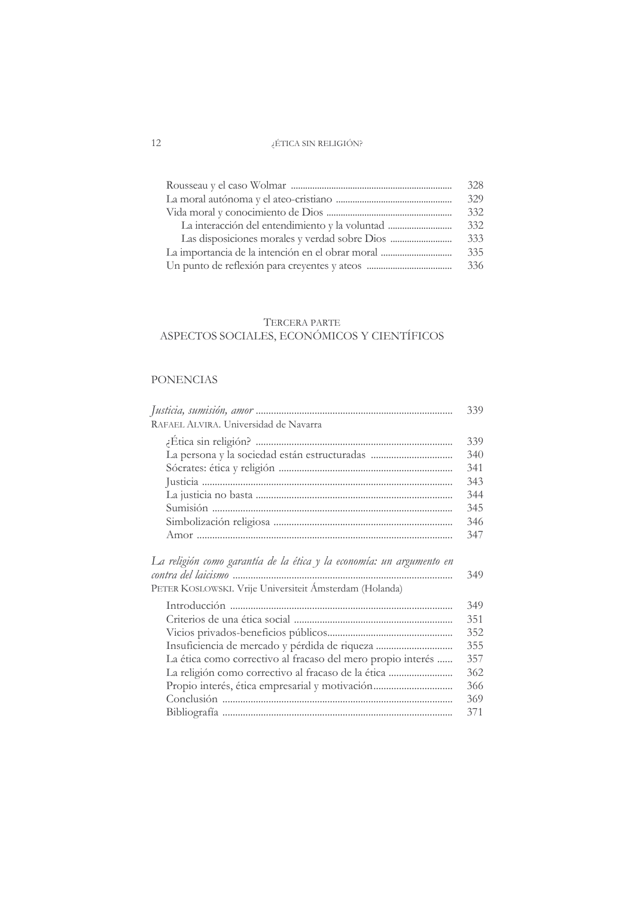| | |
|---|---|
| Rousseau y el caso Wolmar | 328 |
| La moral autónoma y el ateo-cristiano | 329 |
| Vida moral y conocimiento de Dios | 332 |
| La interacción del entendimiento y la voluntad | 332 |
| Las disposiciones morales y verdad sobre Dios | 333 |
| La importancia de la intención en el obrar moral | 335 |
| Un punto de reflexión para creyentes y ateos | 336 |

## TERCERA PARTE
## ASPECTOS SOCIALES, ECONÓMICOS Y CIENTÍFICOS

### PONENCIAS

| | |
|---|---|
| *Justicia, sumisión, amor* | 339 |
| RAFAEL ALVIRA. Universidad de Navarra | |
| ¿Ética sin religión? | 339 |
| La persona y la sociedad están estructuradas | 340 |
| Sócrates: ética y religión | 341 |
| Justicia | 343 |
| La justicia no basta | 344 |
| Sumisión | 345 |
| Simbolización religiosa | 346 |
| Amor | 347 |
| *La religión como garantía de la ética y la economía: un argumento en contra del laicismo* | 349 |
| PETER KOSLOWSKI. Vrije Universiteit Ámsterdam (Holanda) | |
| Introducción | 349 |
| Criterios de una ética social | 351 |
| Vicios privados-beneficios públicos | 352 |
| Insuficiencia de mercado y pérdida de riqueza | 355 |
| La ética como correctivo al fracaso del mero propio interés | 357 |
| La religión como correctivo al fracaso de la ética | 362 |
| Propio interés, ética empresarial y motivación | 366 |
| Conclusión | 369 |
| Bibliografía | 371 |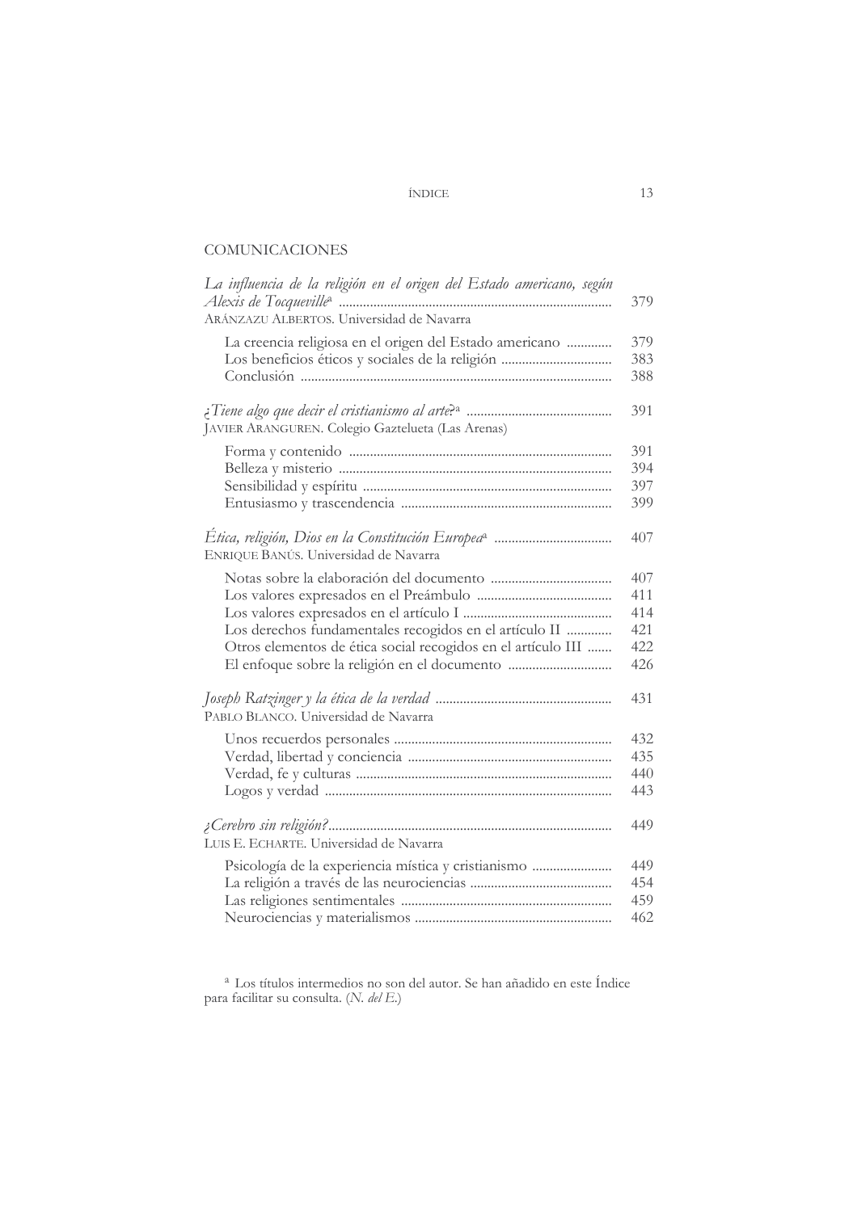## COMUNICACIONES

*La influencia de la religión en el origen del Estado americano, según Alexis de Tocqueville*[a] .......... 379
ARÁNZAZU ALBERTOS. Universidad de Navarra

- La creencia religiosa en el origen del Estado americano .......... 379
- Los beneficios éticos y sociales de la religión .......... 383
- Conclusión .......... 388

*¿Tiene algo que decir el cristianismo al arte?*[a] .......... 391
JAVIER ARANGUREN. Colegio Gaztelueta (Las Arenas)

- Forma y contenido .......... 391
- Belleza y misterio .......... 394
- Sensibilidad y espíritu .......... 397
- Entusiasmo y trascendencia .......... 399

*Ética, religión, Dios en la Constitución Europea*[a] .......... 407
ENRIQUE BANÚS. Universidad de Navarra

- Notas sobre la elaboración del documento .......... 407
- Los valores expresados en el Preámbulo .......... 411
- Los valores expresados en el artículo I .......... 414
- Los derechos fundamentales recogidos en el artículo II .......... 421
- Otros elementos de ética social recogidos en el artículo III .......... 422
- El enfoque sobre la religión en el documento .......... 426

*Joseph Ratzinger y la ética de la verdad* .......... 431
PABLO BLANCO. Universidad de Navarra

- Unos recuerdos personales .......... 432
- Verdad, libertad y conciencia .......... 435
- Verdad, fe y culturas .......... 440
- Logos y verdad .......... 443

*¿Cerebro sin religión?* .......... 449
LUIS E. ECHARTE. Universidad de Navarra

- Psicología de la experiencia mística y cristianismo .......... 449
- La religión a través de las neurociencias .......... 454
- Las religiones sentimentales .......... 459
- Neurociencias y materialismos .......... 462

[a] Los títulos intermedios no son del autor. Se han añadido en este Índice para facilitar su consulta. (*N. del E.*)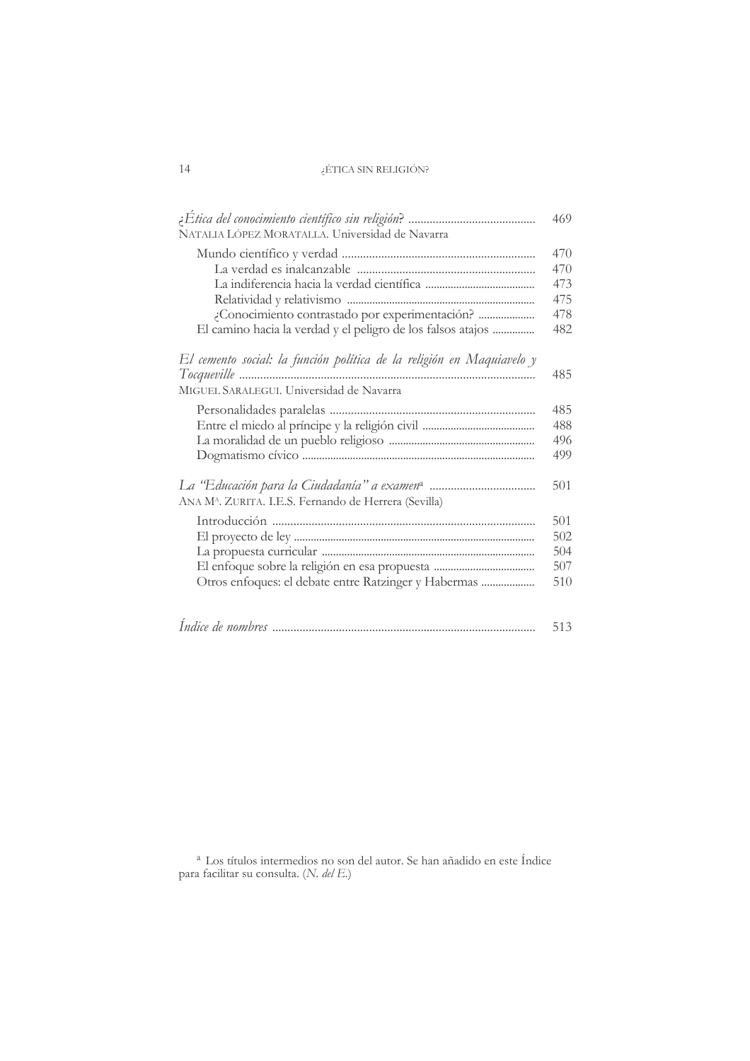*¿Ética del conocimiento científico sin religión?* .......................................... 469
NATALIA LÓPEZ MORATALLA. Universidad de Navarra

Mundo científico y verdad ................................................................ 470
La verdad es inalcanzable ........................................................... 470
La indiferencia hacia la verdad científica ....................................... 473
Relatividad y relativismo .................................................................. 475
¿Conocimiento contrastado por experimentación? .................... 478
El camino hacia la verdad y el peligro de los falsos atajos ............... 482

*El cemento social: la función política de la religión en Maquiavelo y Tocqueville* ................................................................................................. 485
MIGUEL SARALEGUI. Universidad de Navarra

Personalidades paralelas .................................................................... 485
Entre el miedo al príncipe y la religión civil ........................................ 488
La moralidad de un pueblo religioso .................................................... 496
Dogmatismo cívico .................................................................................. 499

*La "Educación para la Ciudadanía" a examen*[a] .................................. 501
ANA Mª. ZURITA. I.E.S. Fernando de Herrera (Sevilla)

Introducción ....................................................................................... 501
El proyecto de ley .................................................................................... 502
La propuesta curricular ........................................................................... 504
El enfoque sobre la religión en esa propuesta .................................... 507
Otros enfoques: el debate entre Ratzinger y Habermas ................... 510

*Índice de nombres* ...................................................................................... 513

[a] Los títulos intermedios no son del autor. Se han añadido en este Índice para facilitar su consulta. (*N. del E.*)